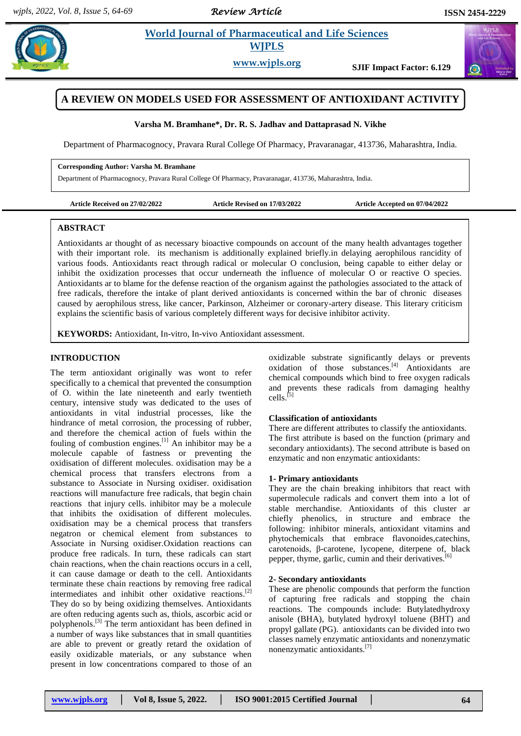# A REVIEW ON MODELS USED FOR ASSESSMENT OF ANTIOXIDANT ACTIVITY

**Varsha M. Bramhane*, Dr. R. S. Jadhav and Dattaprasad N. Vikhe**

Department of Pharmacognocy, Pravara Rural College Of Pharmacy, Pravaranagar, 413736, Maharashtra, India.

**Corresponding Author: Varsha M. Bramhane**
Department of Pharmacognocy, Pravara Rural College Of Pharmacy, Pravaranagar, 413736, Maharashtra, India.

**Article Received on 27/02/2022** **Article Revised on 17/03/2022** **Article Accepted on 07/04/2022**

## ABSTRACT

Antioxidants ar thought of as necessary bioactive compounds on account of the many health advantages together with their important role. its mechanism is additionally explained briefly.in delaying aerophilous rancidity of various foods. Antioxidants react through radical or molecular O conclusion, being capable to either delay or inhibit the oxidization processes that occur underneath the influence of molecular O or reactive O species. Antioxidants ar to blame for the defense reaction of the organism against the pathologies associated to the attack of free radicals, therefore the intake of plant derived antioxidants is concerned within the bar of chronic diseases caused by aerophilous stress, like cancer, Parkinson, Alzheimer or coronary-artery disease. This literary criticism explains the scientific basis of various completely different ways for decisive inhibitor activity.

**KEYWORDS:** Antioxidant, In-vitro, In-vivo Antioxidant assessment.

## INTRODUCTION

The term antioxidant originally was wont to refer specifically to a chemical that prevented the consumption of O. within the late nineteenth and early twentieth century, intensive study was dedicated to the uses of antioxidants in vital industrial processes, like the hindrance of metal corrosion, the processing of rubber, and therefore the chemical action of fuels within the fouling of combustion engines.[1] An inhibitor may be a molecule capable of fastness or preventing the oxidisation of different molecules. oxidisation may be a chemical process that transfers electrons from a substance to Associate in Nursing oxidiser. oxidisation reactions will manufacture free radicals, that begin chain reactions that injury cells. inhibitor may be a molecule that inhibits the oxidisation of different molecules. oxidisation may be a chemical process that transfers negatron or chemical element from substances to Associate in Nursing oxidiser.Oxidation reactions can produce free radicals. In turn, these radicals can start chain reactions, when the chain reactions occurs in a cell, it can cause damage or death to the cell. Antioxidants terminate these chain reactions by removing free radical intermediates and inhibit other oxidative reactions.[2] They do so by being oxidizing themselves. Antioxidants are often reducing agents such as, thiols, ascorbic acid or polyphenols.[3] The term antioxidant has been defined in a number of ways like substances that in small quantities are able to prevent or greatly retard the oxidation of easily oxidizable materials, or any substance when present in low concentrations compared to those of an oxidizable substrate significantly delays or prevents oxidation of those substances.[4] Antioxidants are chemical compounds which bind to free oxygen radicals and prevents these radicals from damaging healthy cells.[5]

### Classification of antioxidants

There are different attributes to classify the antioxidants. The first attribute is based on the function (primary and secondary antioxidants). The second attribute is based on enzymatic and non enzymatic antioxidants:

### 1- Primary antioxidants

They are the chain breaking inhibitors that react with supermolecule radicals and convert them into a lot of stable merchandise. Antioxidants of this cluster ar chiefly phenolics, in structure and embrace the following: inhibitor minerals, antioxidant vitamins and phytochemicals that embrace flavonoides,catechins, carotenoids, β-carotene, lycopene, diterpene of, black pepper, thyme, garlic, cumin and their derivatives.[6]

### 2- Secondary antioxidants

These are phenolic compounds that perform the function of capturing free radicals and stopping the chain reactions. The compounds include: Butylatedhydroxy anisole (BHA), butylated hydroxyl toluene (BHT) and propyl gallate (PG). antioxidants can be divided into two classes namely enzymatic antioxidants and nonenzymatic nonenzymatic antioxidants.[7]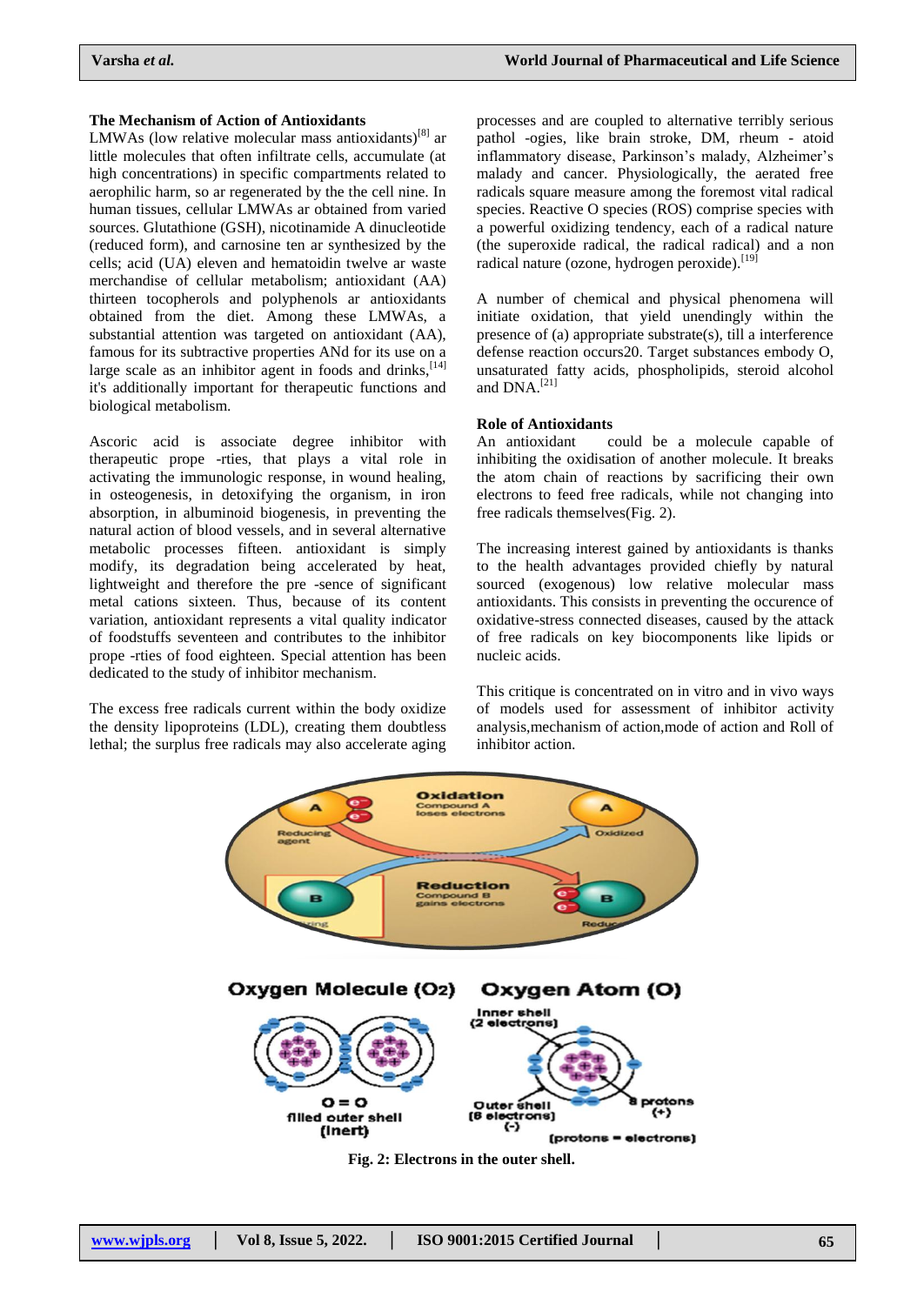### The Mechanism of Action of Antioxidants

LMWAs (low relative molecular mass antioxidants)[8] ar little molecules that often infiltrate cells, accumulate (at high concentrations) in specific compartments related to aerophilic harm, so ar regenerated by the the cell nine. In human tissues, cellular LMWAs ar obtained from varied sources. Glutathione (GSH), nicotinamide A dinucleotide (reduced form), and carnosine ten ar synthesized by the cells; acid (UA) eleven and hematoidin twelve ar waste merchandise of cellular metabolism; antioxidant (AA) thirteen tocopherols and polyphenols ar antioxidants obtained from the diet. Among these LMWAs, a substantial attention was targeted on antioxidant (AA), famous for its subtractive properties ANd for its use on a large scale as an inhibitor agent in foods and drinks,[14] it's additionally important for therapeutic functions and biological metabolism.

Ascoric acid is associate degree inhibitor with therapeutic prope -rties, that plays a vital role in activating the immunologic response, in wound healing, in osteogenesis, in detoxifying the organism, in iron absorption, in albuminoid biogenesis, in preventing the natural action of blood vessels, and in several alternative metabolic processes fifteen. antioxidant is simply modify, its degradation being accelerated by heat, lightweight and therefore the pre -sence of significant metal cations sixteen. Thus, because of its content variation, antioxidant represents a vital quality indicator of foodstuffs seventeen and contributes to the inhibitor prope -rties of food eighteen. Special attention has been dedicated to the study of inhibitor mechanism.

The excess free radicals current within the body oxidize the density lipoproteins (LDL), creating them doubtless lethal; the surplus free radicals may also accelerate aging processes and are coupled to alternative terribly serious pathol -ogies, like brain stroke, DM, rheum - atoid inflammatory disease, Parkinson's malady, Alzheimer's malady and cancer. Physiologically, the aerated free radicals square measure among the foremost vital radical species. Reactive O species (ROS) comprise species with a powerful oxidizing tendency, each of a radical nature (the superoxide radical, the radical radical) and a non radical nature (ozone, hydrogen peroxide).[19]

A number of chemical and physical phenomena will initiate oxidation, that yield unendingly within the presence of (a) appropriate substrate(s), till a interference defense reaction occurs20. Target substances embody O, unsaturated fatty acids, phospholipids, steroid alcohol and DNA.[21]

### Role of Antioxidants

An antioxidant could be a molecule capable of inhibiting the oxidisation of another molecule. It breaks the atom chain of reactions by sacrificing their own electrons to feed free radicals, while not changing into free radicals themselves(Fig. 2).

The increasing interest gained by antioxidants is thanks to the health advantages provided chiefly by natural sourced (exogenous) low relative molecular mass antioxidants. This consists in preventing the occurence of oxidative-stress connected diseases, caused by the attack of free radicals on key biocomponents like lipids or nucleic acids.

This critique is concentrated on in vitro and in vivo ways of models used for assessment of inhibitor activity analysis,mechanism of action,mode of action and Roll of inhibitor action.

**Fig. 2: Electrons in the outer shell.**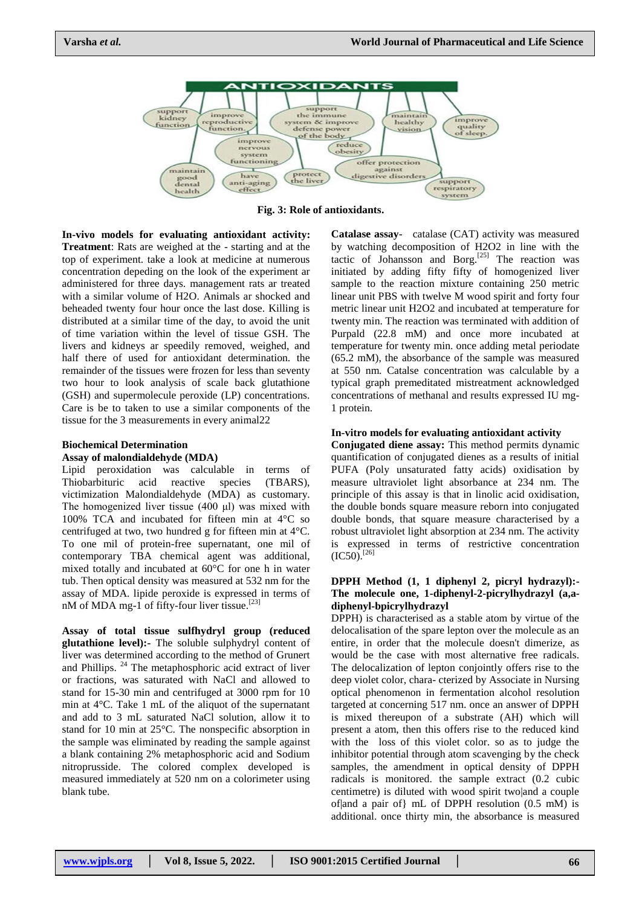Fig. 3: Role of antioxidants.

**In-vivo models for evaluating antioxidant activity:**
**Treatment**: Rats are weighed at the - starting and at the top of experiment. take a look at medicine at numerous concentration depeding on the look of the experiment ar administered for three days. management rats ar treated with a similar volume of $H_2O$. Animals ar shocked and beheaded twenty four hour once the last dose. Killing is distributed at a similar time of the day, to avoid the unit of time variation within the level of tissue GSH. The livers and kidneys ar speedily removed, weighed, and half there of used for antioxidant determination. the remainder of the tissues were frozen for less than seventy two hour to look analysis of scale back glutathione (GSH) and supermolecule peroxide (LP) concentrations. Care is be to taken to use a similar components of the tissue for the 3 measurements in every animal22

**Biochemical Determination**

**Assay of malondialdehyde (MDA)**

Lipid peroxidation was calculable in terms of Thiobarbituric acid reactive species (TBARS), victimization Malondialdehyde (MDA) as customary. The homogenized liver tissue (400 µl) was mixed with 100% TCA and incubated for fifteen min at 4°C so centrifuged at two, two hundred g for fifteen min at 4°C. To one mil of protein-free supernatant, one mil of contemporary TBA chemical agent was additional, mixed totally and incubated at 60°C for one h in water tub. Then optical density was measured at 532 nm for the assay of MDA. lipide peroxide is expressed in terms of nM of MDA mg-1 of fifty-four liver tissue.[23]

**Assay of total tissue sulfhydryl group (reduced glutathione level):-** The soluble sulphydryl content of liver was determined according to the method of Grunert and Phillips. [24] The metaphosphoric acid extract of liver or fractions, was saturated with NaCl and allowed to stand for 15-30 min and centrifuged at 3000 rpm for 10 min at 4°C. Take 1 mL of the aliquot of the supernatant and add to 3 mL saturated NaCl solution, allow it to stand for 10 min at 25°C. The nonspecific absorption in the sample was eliminated by reading the sample against a blank containing 2% metaphosphoric acid and Sodium nitroprusside. The colored complex developed is measured immediately at 520 nm on a colorimeter using blank tube.

**Catalase assay**- catalase (CAT) activity was measured by watching decomposition of H2O2 in line with the tactic of Johansson and Borg.[25] The reaction was initiated by adding fifty fifty of homogenized liver sample to the reaction mixture containing 250 metric linear unit PBS with twelve M wood spirit and forty four metric linear unit H2O2 and incubated at temperature for twenty min. The reaction was terminated with addition of Purpald (22.8 mM) and once more incubated at temperature for twenty min. once adding metal periodate (65.2 mM), the absorbance of the sample was measured at 550 nm. Catalse concentration was calculable by a typical graph premeditated mistreatment acknowledged concentrations of methanal and results expressed IU mg-1 protein.

**In-vitro models for evaluating antioxidant activity**

**Conjugated diene assay:** This method permits dynamic quantification of conjugated dienes as a results of initial PUFA (Poly unsaturated fatty acids) oxidisation by measure ultraviolet light absorbance at 234 nm. The principle of this assay is that in linolic acid oxidisation, the double bonds square measure reborn into conjugated double bonds, that square measure characterised by a robust ultraviolet light absorption at 234 nm. The activity is expressed in terms of restrictive concentration (IC50).[26]

**DPPH Method (1, 1 diphenyl 2, picryl hydrazyl):- The molecule one, 1-diphenyl-2-picrylhydrazyl (a,a-diphenyl-bpicrylhydrazyl**

DPPH) is characterised as a stable atom by virtue of the delocalisation of the spare lepton over the molecule as an entire, in order that the molecule doesn't dimerize, as would be the case with most alternative free radicals. The delocalization of lepton conjointly offers rise to the deep violet color, chara- cterized by Associate in Nursing optical phenomenon in fermentation alcohol resolution targeted at concerning 517 nm. once an answer of DPPH is mixed thereupon of a substrate (AH) which will present a atom, then this offers rise to the reduced kind with the loss of this violet color. so as to judge the inhibitor potential through atom scavenging by the check samples, the amendment in optical density of DPPH radicals is monitored. the sample extract (0.2 cubic centimetre) is diluted with wood spirit two|and a couple of|and a pair of} mL of DPPH resolution (0.5 mM) is additional. once thirty min, the absorbance is measured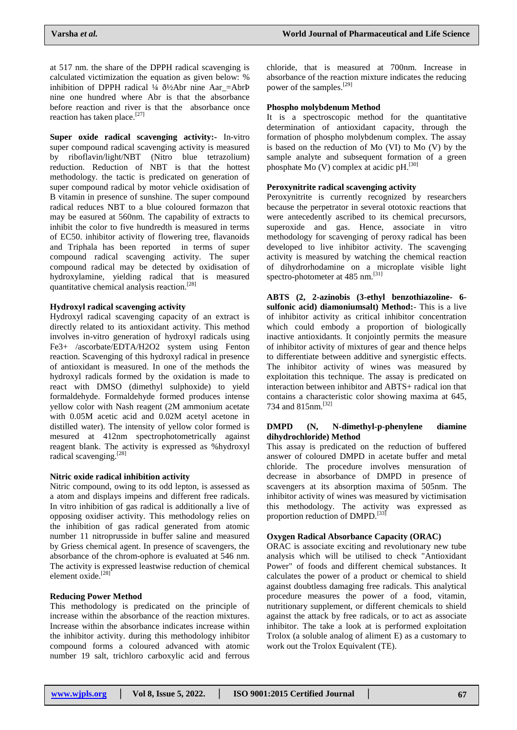at 517 nm. the share of the DPPH radical scavenging is calculated victimization the equation as given below: % inhibition of DPPH radical ¼ ð½Abr nine Aar_=AbrÞ nine one hundred where Abr is that the absorbance before reaction and river is that the absorbance once reaction has taken place.[27]

**Super oxide radical scavenging activity:-** In-vitro super compound radical scavenging activity is measured by riboflavin/light/NBT (Nitro blue tetrazolium) reduction. Reduction of NBT is that the hottest methodology. the tactic is predicated on generation of super compound radical by motor vehicle oxidisation of B vitamin in presence of sunshine. The super compound radical reduces NBT to a blue coloured formazon that may be easured at 560nm. The capability of extracts to inhibit the color to five hundredth is measured in terms of EC50. inhibitor activity of flowering tree, flavanoids and Triphala has been reported in terms of super compound radical scavenging activity. The super compound radical may be detected by oxidisation of hydroxylamine, yielding radical that is measured quantitative chemical analysis reaction.[28]

### Hydroxyl radical scavenging activity

Hydroxyl radical scavenging capacity of an extract is directly related to its antioxidant activity. This method involves in-vitro generation of hydroxyl radicals using $Fe^{3+}$ /ascorbate/EDTA/$H_2O_2$ system using Fenton reaction. Scavenging of this hydroxyl radical in presence of antioxidant is measured. In one of the methods the hydroxyl radicals formed by the oxidation is made to react with DMSO (dimethyl sulphoxide) to yield formaldehyde. Formaldehyde formed produces intense yellow color with Nash reagent (2M ammonium acetate with 0.05M acetic acid and 0.02M acetyl acetone in distilled water). The intensity of yellow color formed is mesured at 412nm spectrophotometrically against reagent blank. The activity is expressed as %hydroxyl radical scavenging.[28]

### Nitric oxide radical inhibition activity

Nitric compound, owing to its odd lepton, is assessed as a atom and displays impeins and different free radicals. In vitro inhibition of gas radical is additionally a live of opposing oxidiser activity. This methodology relies on the inhibition of gas radical generated from atomic number 11 nitroprusside in buffer saline and measured by Griess chemical agent. In presence of scavengers, the absorbance of the chrom-ophore is evaluated at 546 nm. The activity is expressed leastwise reduction of chemical element oxide.[28]

### Reducing Power Method

This methodology is predicated on the principle of increase within the absorbance of the reaction mixtures. Increase within the absorbance indicates increase within the inhibitor activity. during this methodology inhibitor compound forms a coloured advanced with atomic number 19 salt, trichloro carboxylic acid and ferrous chloride, that is measured at 700nm. Increase in absorbance of the reaction mixture indicates the reducing power of the samples.[29]

### Phospho molybdenum Method

It is a spectroscopic method for the quantitative determination of antioxidant capacity, through the formation of phospho molybdenum complex. The assay is based on the reduction of Mo (VI) to Mo (V) by the sample analyte and subsequent formation of a green phosphate Mo (V) complex at acidic pH.[30]

### Peroxynitrite radical scavenging activity

Peroxynitrite is currently recognized by researchers because the perpetrator in several ototoxic reactions that were antecedently ascribed to its chemical precursors, superoxide and gas. Hence, associate in vitro methodology for scavenging of peroxy radical has been developed to live inhibitor activity. The scavenging activity is measured by watching the chemical reaction of dihydrorhodamine on a microplate visible light spectro-photometer at 485 nm.[31]

**ABTS (2, 2-azinobis (3-ethyl benzothiazoline- 6-sulfonic acid) diamoniumsalt) Method:-** This is a live of inhibitor activity as critical inhibitor concentration which could embody a proportion of biologically inactive antioxidants. It conjointly permits the measure of inhibitor activity of mixtures of gear and thence helps to differentiate between additive and synergistic effects. The inhibitor activity of wines was measured by exploitation this technique. The assay is predicated on interaction between inhibitor and ABTS+ radical ion that contains a characteristic color showing maxima at 645, 734 and 815nm.[32]

### DMPD (N, N-dimethyl-p-phenylene diamine dihydrochloride) Method

This assay is predicated on the reduction of buffered answer of coloured DMPD in acetate buffer and metal chloride. The procedure involves mensuration of decrease in absorbance of DMPD in presence of scavengers at its absorption maxima of 505nm. The inhibitor activity of wines was measured by victimisation this methodology. The activity was expressed as proportion reduction of DMPD.[33]

### Oxygen Radical Absorbance Capacity (ORAC)

ORAC is associate exciting and revolutionary new tube analysis which will be utilised to check "Antioxidant Power" of foods and different chemical substances. It calculates the power of a product or chemical to shield against doubtless damaging free radicals. This analytical procedure measures the power of a food, vitamin, nutritionary supplement, or different chemicals to shield against the attack by free radicals, or to act as associate inhibitor. The take a look at is performed exploitation Trolox (a soluble analog of aliment E) as a customary to work out the Trolox Equivalent (TE).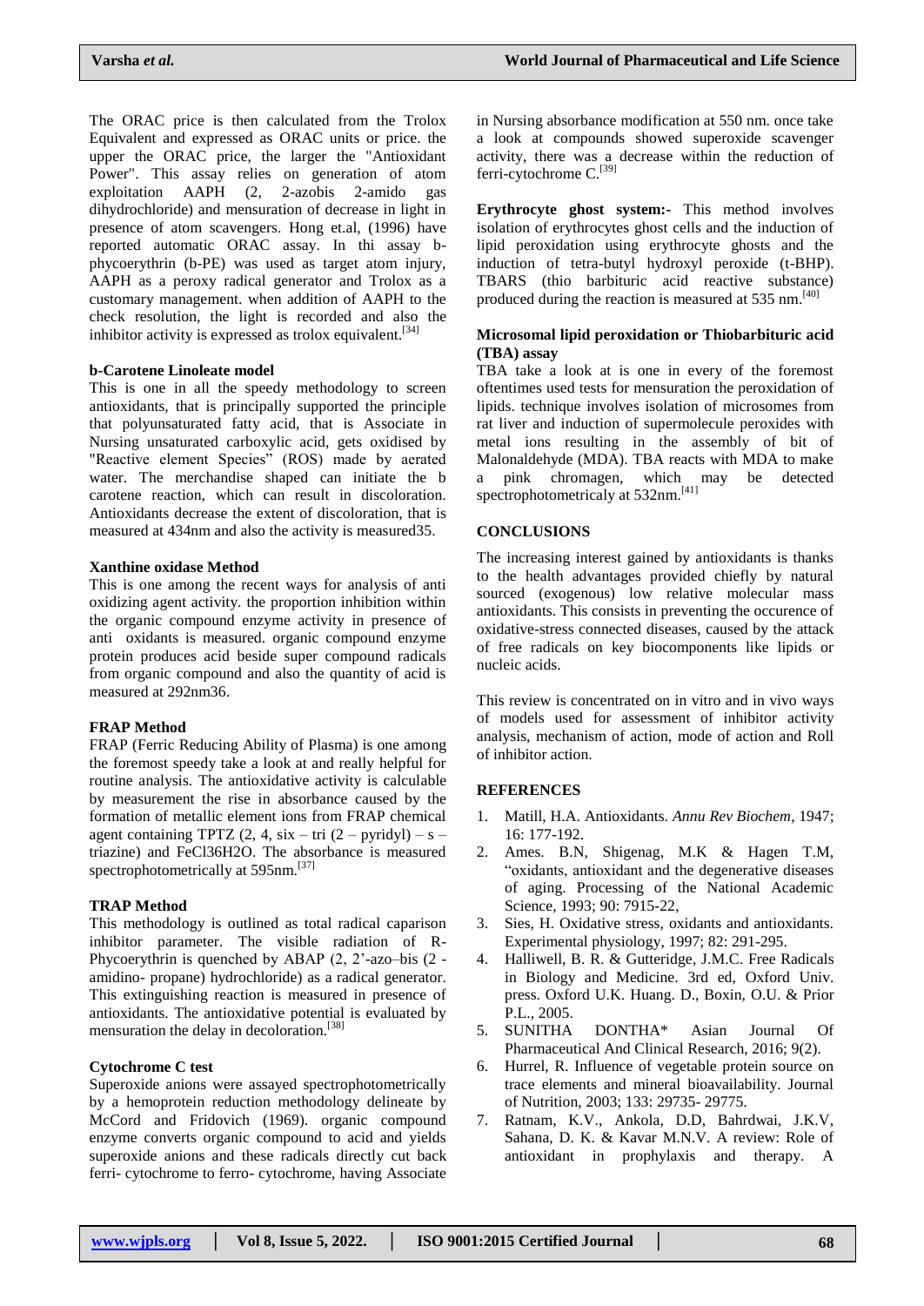The ORAC price is then calculated from the Trolox Equivalent and expressed as ORAC units or price. the upper the ORAC price, the larger the "Antioxidant Power". This assay relies on generation of atom exploitation AAPH (2, 2-azobis 2-amido gas dihydrochloride) and mensuration of decrease in light in presence of atom scavengers. Hong et.al, (1996) have reported automatic ORAC assay. In thi assay b-phycoerythrin (b-PE) was used as target atom injury, AAPH as a peroxy radical generator and Trolox as a customary management. when addition of AAPH to the check resolution, the light is recorded and also the inhibitor activity is expressed as trolox equivalent.[34]

### b-Carotene Linoleate model

This is one in all the speedy methodology to screen antioxidants, that is principally supported the principle that polyunsaturated fatty acid, that is Associate in Nursing unsaturated carboxylic acid, gets oxidised by "Reactive element Species" (ROS) made by aerated water. The merchandise shaped can initiate the b carotene reaction, which can result in discoloration. Antioxidants decrease the extent of discoloration, that is measured at 434nm and also the activity is measured35.

### Xanthine oxidase Method

This is one among the recent ways for analysis of anti oxidizing agent activity. the proportion inhibition within the organic compound enzyme activity in presence of anti oxidants is measured. organic compound enzyme protein produces acid beside super compound radicals from organic compound and also the quantity of acid is measured at 292nm36.

### FRAP Method

FRAP (Ferric Reducing Ability of Plasma) is one among the foremost speedy take a look at and really helpful for routine analysis. The antioxidative activity is calculable by measurement the rise in absorbance caused by the formation of metallic element ions from FRAP chemical agent containing TPTZ (2, 4, six – tri (2 – pyridyl) – s – triazine) and FeCl36H2O. The absorbance is measured spectrophotometrically at 595nm.[37]

### TRAP Method

This methodology is outlined as total radical caparison inhibitor parameter. The visible radiation of R-Phycoerythrin is quenched by ABAP (2, 2'-azo–bis (2 - amidino- propane) hydrochloride) as a radical generator. This extinguishing reaction is measured in presence of antioxidants. The antioxidative potential is evaluated by mensuration the delay in decoloration.[38]

### Cytochrome C test

Superoxide anions were assayed spectrophotometrically by a hemoprotein reduction methodology delineate by McCord and Fridovich (1969). organic compound enzyme converts organic compound to acid and yields superoxide anions and these radicals directly cut back ferri- cytochrome to ferro- cytochrome, having Associate in Nursing absorbance modification at 550 nm. once take a look at compounds showed superoxide scavenger activity, there was a decrease within the reduction of ferri-cytochrome C.[39]

**Erythrocyte ghost system:-** This method involves isolation of erythrocytes ghost cells and the induction of lipid peroxidation using erythrocyte ghosts and the induction of tetra-butyl hydroxyl peroxide (t-BHP). TBARS (thio barbituric acid reactive substance) produced during the reaction is measured at 535 nm.[40]

### Microsomal lipid peroxidation or Thiobarbituric acid (TBA) assay

TBA take a look at is one in every of the foremost oftentimes used tests for mensuration the peroxidation of lipids. technique involves isolation of microsomes from rat liver and induction of supermolecule peroxides with metal ions resulting in the assembly of bit of Malonaldehyde (MDA). TBA reacts with MDA to make a pink chromagen, which may be detected spectrophotometricaly at 532nm.[41]

## CONCLUSIONS

The increasing interest gained by antioxidants is thanks to the health advantages provided chiefly by natural sourced (exogenous) low relative molecular mass antioxidants. This consists in preventing the occurence of oxidative-stress connected diseases, caused by the attack of free radicals on key biocomponents like lipids or nucleic acids.

This review is concentrated on in vitro and in vivo ways of models used for assessment of inhibitor activity analysis, mechanism of action, mode of action and Roll of inhibitor action.

## REFERENCES

1. Matill, H.A. Antioxidants. *Annu Rev Biochem*, 1947; 16: 177-192.
2. Ames. B.N, Shigenag, M.K & Hagen T.M, "oxidants, antioxidant and the degenerative diseases of aging. Processing of the National Academic Science, 1993; 90: 7915-22,
3. Sies, H. Oxidative stress, oxidants and antioxidants. Experimental physiology, 1997; 82: 291-295.
4. Halliwell, B. R. & Gutteridge, J.M.C. Free Radicals in Biology and Medicine. 3rd ed, Oxford Univ. press. Oxford U.K. Huang. D., Boxin, O.U. & Prior P.L., 2005.
5. SUNITHA DONTHA* Asian Journal Of Pharmaceutical And Clinical Research, 2016; 9(2).
6. Hurrel, R. Influence of vegetable protein source on trace elements and mineral bioavailability. Journal of Nutrition, 2003; 133: 29735- 29775.
7. Ratnam, K.V., Ankola, D.D, Bahrdwai, J.K.V, Sahana, D. K. & Kavar M.N.V. A review: Role of antioxidant in prophylaxis and therapy. A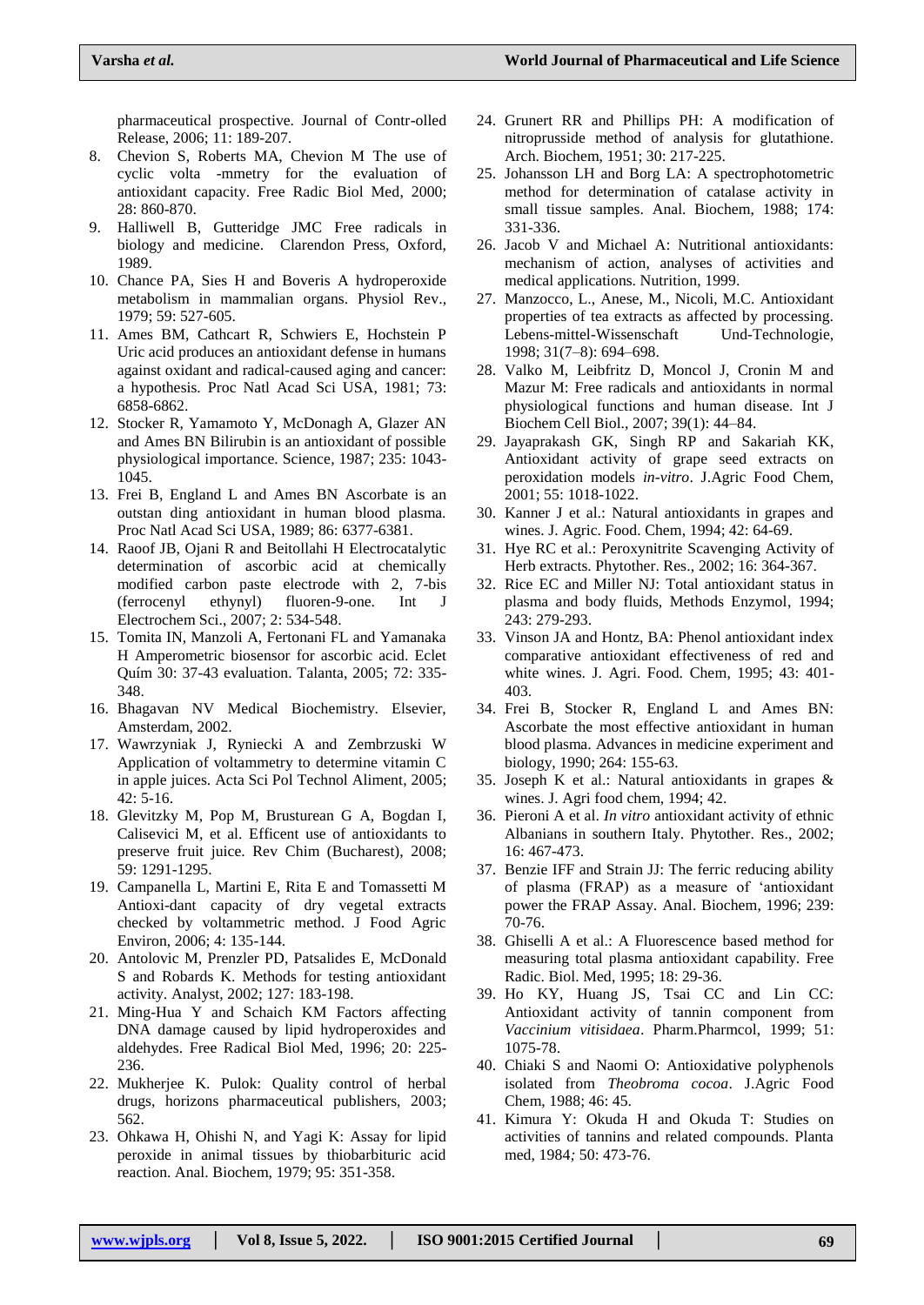pharmaceutical prospective. Journal of Contr-olled Release, 2006; 11: 189-207.

8. Chevion S, Roberts MA, Chevion M The use of cyclic volta -mmetry for the evaluation of antioxidant capacity. Free Radic Biol Med, 2000; 28: 860-870.
9. Halliwell B, Gutteridge JMC Free radicals in biology and medicine. Clarendon Press, Oxford, 1989.
10. Chance PA, Sies H and Boveris A hydroperoxide metabolism in mammalian organs. Physiol Rev., 1979; 59: 527-605.
11. Ames BM, Cathcart R, Schwiers E, Hochstein P Uric acid produces an antioxidant defense in humans against oxidant and radical-caused aging and cancer: a hypothesis. Proc Natl Acad Sci USA, 1981; 73: 6858-6862.
12. Stocker R, Yamamoto Y, McDonagh A, Glazer AN and Ames BN Bilirubin is an antioxidant of possible physiological importance. Science, 1987; 235: 1043-1045.
13. Frei B, England L and Ames BN Ascorbate is an outstan ding antioxidant in human blood plasma. Proc Natl Acad Sci USA, 1989; 86: 6377-6381.
14. Raoof JB, Ojani R and Beitollahi H Electrocatalytic determination of ascorbic acid at chemically modified carbon paste electrode with 2, 7-bis (ferrocenyl ethynyl) fluoren-9-one. Int J Electrochem Sci., 2007; 2: 534-548.
15. Tomita IN, Manzoli A, Fertonani FL and Yamanaka H Amperometric biosensor for ascorbic acid. Eclet Quím 30: 37-43 evaluation. Talanta, 2005; 72: 335-348.
16. Bhagavan NV Medical Biochemistry. Elsevier, Amsterdam, 2002.
17. Wawrzyniak J, Ryniecki A and Zembrzuski W Application of voltammetry to determine vitamin C in apple juices. Acta Sci Pol Technol Aliment, 2005; 42: 5-16.
18. Glevitzky M, Pop M, Brusturean G A, Bogdan I, Calisevici M, et al. Effcent use of antioxidants to preserve fruit juice. Rev Chim (Bucharest), 2008; 59: 1291-1295.
19. Campanella L, Martini E, Rita E and Tomassetti M Antioxi-dant capacity of dry vegetal extracts checked by voltammetric method. J Food Agric Environ, 2006; 4: 135-144.
20. Antolovic M, Prenzler PD, Patsalides E, McDonald S and Robards K. Methods for testing antioxidant activity. Analyst, 2002; 127: 183-198.
21. Ming-Hua Y and Schaich KM Factors affecting DNA damage caused by lipid hydroperoxides and aldehydes. Free Radical Biol Med, 1996; 20: 225-236.
22. Mukherjee K. Pulok: Quality control of herbal drugs, horizons pharmaceutical publishers, 2003; 562.
23. Ohkawa H, Ohishi N, and Yagi K: Assay for lipid peroxide in animal tissues by thiobarbituric acid reaction. Anal. Biochem, 1979; 95: 351-358.
24. Grunert RR and Phillips PH: A modification of nitroprusside method of analysis for glutathione. Arch. Biochem, 1951; 30: 217-225.
25. Johansson LH and Borg LA: A spectrophotometric method for determination of catalase activity in small tissue samples. Anal. Biochem, 1988; 174: 331-336.
26. Jacob V and Michael A: Nutritional antioxidants: mechanism of action, analyses of activities and medical applications. Nutrition, 1999.
27. Manzocco, L., Anese, M., Nicoli, M.C. Antioxidant properties of tea extracts as affected by processing. Lebens-mittel-Wissenschaft Und-Technologie, 1998; 31(7–8): 694–698.
28. Valko M, Leibfritz D, Moncol J, Cronin M and Mazur M: Free radicals and antioxidants in normal physiological functions and human disease. Int J Biochem Cell Biol., 2007; 39(1): 44–84.
29. Jayaprakash GK, Singh RP and Sakariah KK, Antioxidant activity of grape seed extracts on peroxidation models *in-vitro*. J.Agric Food Chem, 2001; 55: 1018-1022.
30. Kanner J et al.: Natural antioxidants in grapes and wines. J. Agric. Food. Chem, 1994; 42: 64-69.
31. Hye RC et al.: Peroxynitrite Scavenging Activity of Herb extracts. Phytother. Res., 2002; 16: 364-367.
32. Rice EC and Miller NJ: Total antioxidant status in plasma and body fluids, Methods Enzymol, 1994; 243: 279-293.
33. Vinson JA and Hontz, BA: Phenol antioxidant index comparative antioxidant effectiveness of red and white wines. J. Agri. Food. Chem, 1995; 43: 401-403.
34. Frei B, Stocker R, England L and Ames BN: Ascorbate the most effective antioxidant in human blood plasma. Advances in medicine experiment and biology, 1990; 264: 155-63.
35. Joseph K et al.: Natural antioxidants in grapes & wines. J. Agri food chem, 1994; 42.
36. Pieroni A et al. *In vitro* antioxidant activity of ethnic Albanians in southern Italy. Phytother. Res., 2002; 16: 467-473.
37. Benzie IFF and Strain JJ: The ferric reducing ability of plasma (FRAP) as a measure of 'antioxidant power the FRAP Assay. Anal. Biochem, 1996; 239: 70-76.
38. Ghiselli A et al.: A Fluorescence based method for measuring total plasma antioxidant capability. Free Radic. Biol. Med, 1995; 18: 29-36.
39. Ho KY, Huang JS, Tsai CC and Lin CC: Antioxidant activity of tannin component from *Vaccinium vitisidaea*. Pharm.Pharmcol, 1999; 51: 1075-78.
40. Chiaki S and Naomi O: Antioxidative polyphenols isolated from *Theobroma cocoa*. J.Agric Food Chem, 1988; 46: 45.
41. Kimura Y: Okuda H and Okuda T: Studies on activities of tannins and related compounds. Planta med, 1984; 50: 473-76.